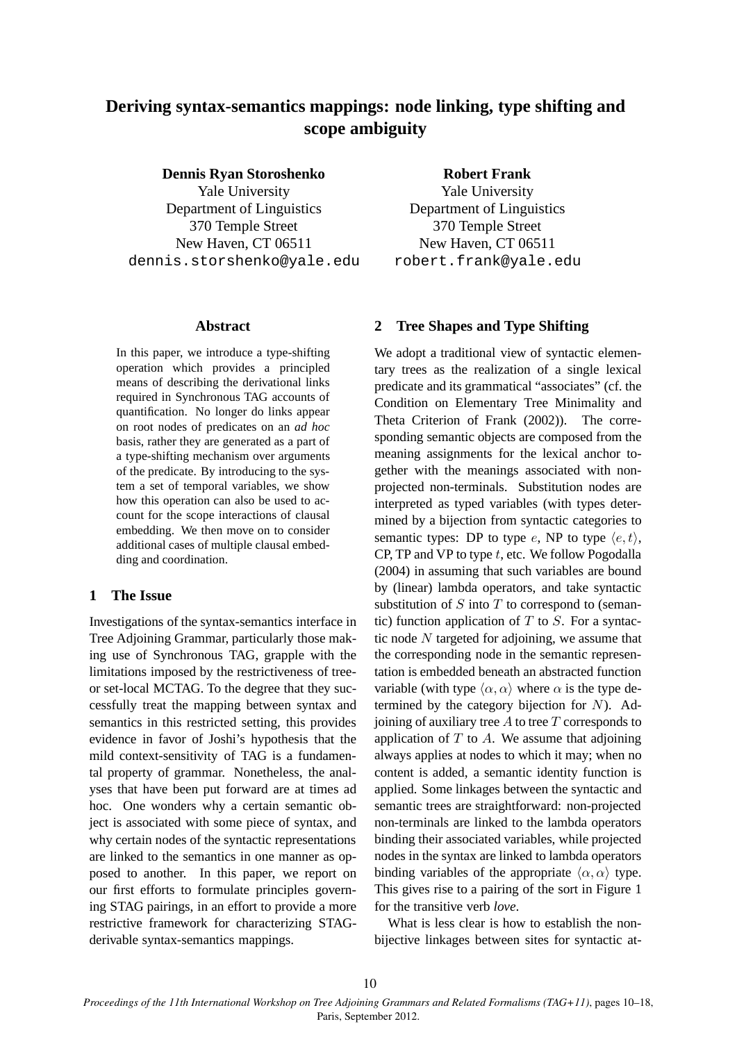# Deriving syntax-semantics mappings: node linking, type shifting and scope ambiguity

**Dennis Ryan Storoshenko**
Yale University
Department of Linguistics
370 Temple Street
New Haven, CT 06511
dennis.storshenko@yale.edu

**Robert Frank**
Yale University
Department of Linguistics
370 Temple Street
New Haven, CT 06511
robert.frank@yale.edu

## Abstract

In this paper, we introduce a type-shifting operation which provides a principled means of describing the derivational links required in Synchronous TAG accounts of quantification. No longer do links appear on root nodes of predicates on an *ad hoc* basis, rather they are generated as a part of a type-shifting mechanism over arguments of the predicate. By introducing to the system a set of temporal variables, we show how this operation can also be used to account for the scope interactions of clausal embedding. We then move on to consider additional cases of multiple clausal embedding and coordination.

## 1 The Issue

Investigations of the syntax-semantics interface in Tree Adjoining Grammar, particularly those making use of Synchronous TAG, grapple with the limitations imposed by the restrictiveness of tree- or set-local MCTAG. To the degree that they successfully treat the mapping between syntax and semantics in this restricted setting, this provides evidence in favor of Joshi's hypothesis that the mild context-sensitivity of TAG is a fundamental property of grammar. Nonetheless, the analyses that have been put forward are at times ad hoc. One wonders why a certain semantic object is associated with some piece of syntax, and why certain nodes of the syntactic representations are linked to the semantics in one manner as opposed to another. In this paper, we report on our first efforts to formulate principles governing STAG pairings, in an effort to provide a more restrictive framework for characterizing STAG-derivable syntax-semantics mappings.

## 2 Tree Shapes and Type Shifting

We adopt a traditional view of syntactic elementary trees as the realization of a single lexical predicate and its grammatical "associates" (cf. the Condition on Elementary Tree Minimality and Theta Criterion of Frank (2002)). The corresponding semantic objects are composed from the meaning assignments for the lexical anchor together with the meanings associated with non-projected non-terminals. Substitution nodes are interpreted as typed variables (with types determined by a bijection from syntactic categories to semantic types: DP to type $e$, NP to type $\langle e, t\rangle$, CP, TP and VP to type $t$, etc. We follow Pogodalla (2004) in assuming that such variables are bound by (linear) lambda operators, and take syntactic substitution of $S$ into $T$ to correspond to (semantic) function application of $T$ to $S$. For a syntactic node $N$ targeted for adjoining, we assume that the corresponding node in the semantic representation is embedded beneath an abstracted function variable (with type $\langle \alpha, \alpha\rangle$ where $\alpha$ is the type determined by the category bijection for $N$). Adjoining of auxiliary tree $A$ to tree $T$ corresponds to application of $T$ to $A$. We assume that adjoining always applies at nodes to which it may; when no content is added, a semantic identity function is applied. Some linkages between the syntactic and semantic trees are straightforward: non-projected non-terminals are linked to the lambda operators binding their associated variables, while projected nodes in the syntax are linked to lambda operators binding variables of the appropriate $\langle \alpha, \alpha\rangle$ type. This gives rise to a pairing of the sort in Figure 1 for the transitive verb *love*.

What is less clear is how to establish the non-bijective linkages between sites for syntactic at-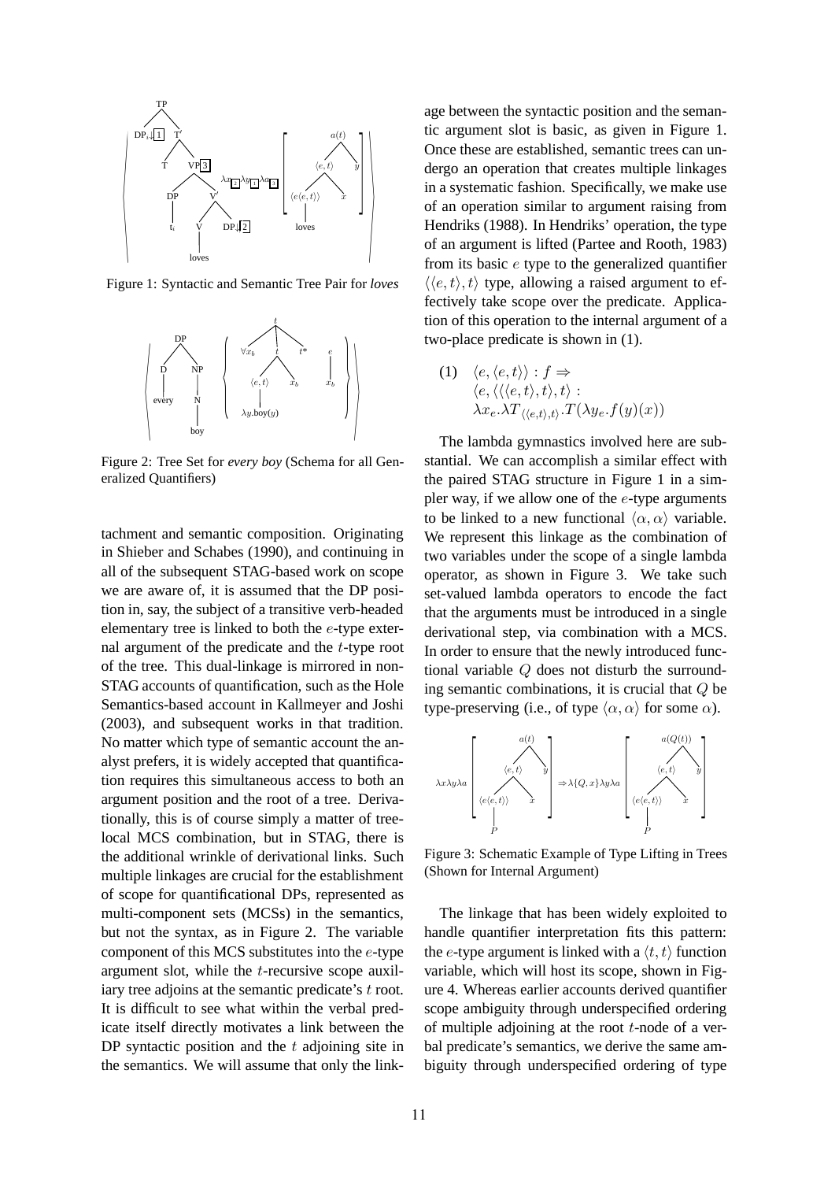Figure 1: Syntactic and Semantic Tree Pair for *loves*

Figure 2: Tree Set for *every boy* (Schema for all Generalized Quantifiers)

tachment and semantic composition. Originating in Shieber and Schabes (1990), and continuing in all of the subsequent STAG-based work on scope we are aware of, it is assumed that the DP position in, say, the subject of a transitive verb-headed elementary tree is linked to both the $e$-type external argument of the predicate and the $t$-type root of the tree. This dual-linkage is mirrored in non-STAG accounts of quantification, such as the Hole Semantics-based account in Kallmeyer and Joshi (2003), and subsequent works in that tradition. No matter which type of semantic account the analyst prefers, it is widely accepted that quantification requires this simultaneous access to both an argument position and the root of a tree. Derivationally, this is of course simply a matter of tree-local MCS combination, but in STAG, there is the additional wrinkle of derivational links. Such multiple linkages are crucial for the establishment of scope for quantificational DPs, represented as multi-component sets (MCSs) in the semantics, but not the syntax, as in Figure 2. The variable component of this MCS substitutes into the $e$-type argument slot, while the $t$-recursive scope auxiliary tree adjoins at the semantic predicate's $t$ root. It is difficult to see what within the verbal predicate itself directly motivates a link between the DP syntactic position and the $t$ adjoining site in the semantics. We will assume that only the linkage between the syntactic position and the semantic argument slot is basic, as given in Figure 1. Once these are established, semantic trees can undergo an operation that creates multiple linkages in a systematic fashion. Specifically, we make use of an operation similar to argument raising from Hendriks (1988). In Hendriks' operation, the type of an argument is lifted (Partee and Rooth, 1983) from its basic $e$ type to the generalized quantifier $\langle\langle e,t\rangle,t\rangle$ type, allowing a raised argument to effectively take scope over the predicate. Application of this operation to the internal argument of a two-place predicate is shown in (1).

(1) $\langle e,\langle e,t\rangle\rangle : f \Rightarrow$
$\langle e,\langle\langle\langle e,t\rangle,t\rangle,t\rangle :$
$\lambda x_e.\lambda T_{\langle\langle e,t\rangle,t\rangle}.T(\lambda y_e.f(y)(x))$

The lambda gymnastics involved here are substantial. We can accomplish a similar effect with the paired STAG structure in Figure 1 in a simpler way, if we allow one of the $e$-type arguments to be linked to a new functional $\langle\alpha,\alpha\rangle$ variable. We represent this linkage as the combination of two variables under the scope of a single lambda operator, as shown in Figure 3. We take such set-valued lambda operators to encode the fact that the arguments must be introduced in a single derivational step, via combination with a MCS. In order to ensure that the newly introduced functional variable $Q$ does not disturb the surrounding semantic combinations, it is crucial that $Q$ be type-preserving (i.e., of type $\langle\alpha,\alpha\rangle$ for some $\alpha$).

Figure 3: Schematic Example of Type Lifting in Trees (Shown for Internal Argument)

The linkage that has been widely exploited to handle quantifier interpretation fits this pattern: the $e$-type argument is linked with a $\langle t,t\rangle$ function variable, which will host its scope, shown in Figure 4. Whereas earlier accounts derived quantifier scope ambiguity through underspecified ordering of multiple adjoining at the root $t$-node of a verbal predicate's semantics, we derive the same ambiguity through underspecified ordering of type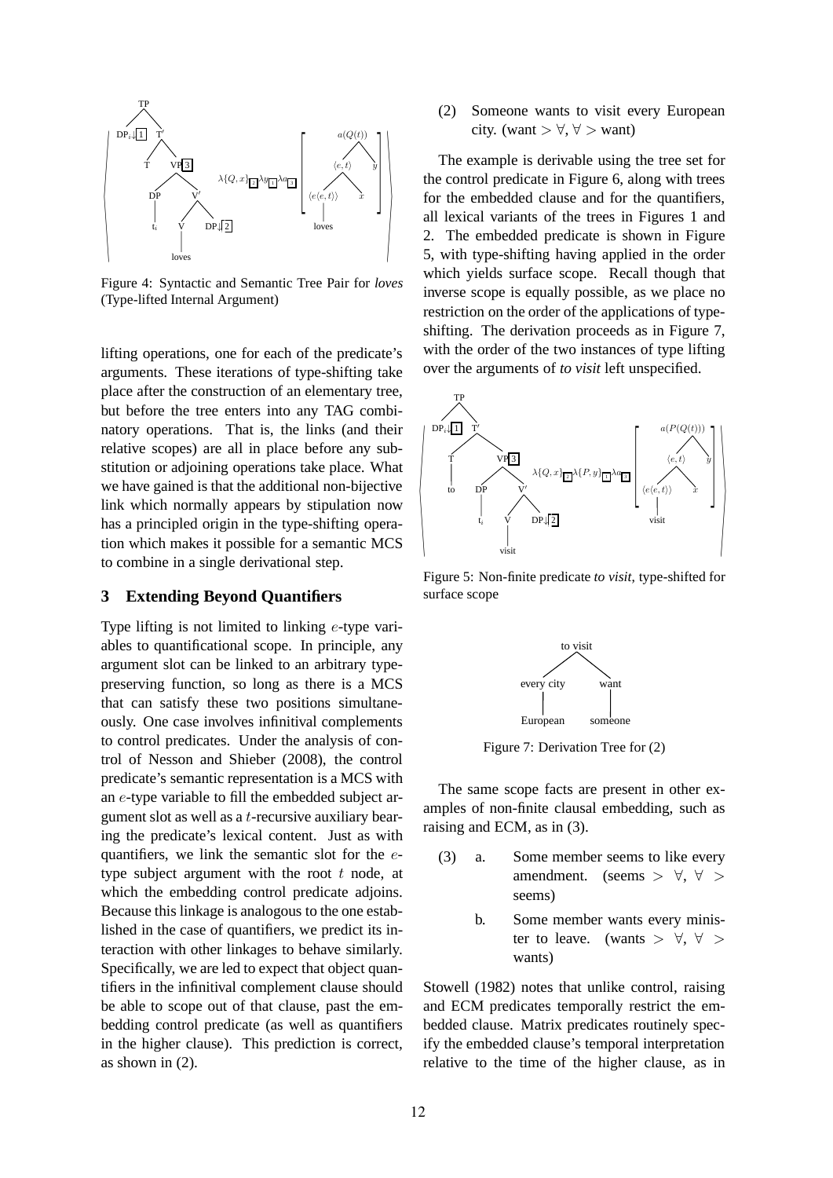Figure 4: Syntactic and Semantic Tree Pair for *loves* (Type-lifted Internal Argument)

lifting operations, one for each of the predicate's arguments. These iterations of type-shifting take place after the construction of an elementary tree, but before the tree enters into any TAG combinatory operations. That is, the links (and their relative scopes) are all in place before any substitution or adjoining operations take place. What we have gained is that the additional non-bijective link which normally appears by stipulation now has a principled origin in the type-shifting operation which makes it possible for a semantic MCS to combine in a single derivational step.

## 3 Extending Beyond Quantifiers

Type lifting is not limited to linking $e$-type variables to quantificational scope. In principle, any argument slot can be linked to an arbitrary type-preserving function, so long as there is a MCS that can satisfy these two positions simultaneously. One case involves infinitival complements to control predicates. Under the analysis of control of Nesson and Shieber (2008), the control predicate's semantic representation is a MCS with an $e$-type variable to fill the embedded subject argument slot as well as a $t$-recursive auxiliary bearing the predicate's lexical content. Just as with quantifiers, we link the semantic slot for the $e$-type subject argument with the root $t$ node, at which the embedding control predicate adjoins. Because this linkage is analogous to the one established in the case of quantifiers, we predict its interaction with other linkages to behave similarly. Specifically, we are led to expect that object quantifiers in the infinitival complement clause should be able to scope out of that clause, past the embedding control predicate (as well as quantifiers in the higher clause). This prediction is correct, as shown in (2).

(2) Someone wants to visit every European city. (want $> \forall$, $\forall >$ want)

The example is derivable using the tree set for the control predicate in Figure 6, along with trees for the embedded clause and for the quantifiers, all lexical variants of the trees in Figures 1 and 2. The embedded predicate is shown in Figure 5, with type-shifting having applied in the order which yields surface scope. Recall though that inverse scope is equally possible, as we place no restriction on the order of the applications of type-shifting. The derivation proceeds as in Figure 7, with the order of the two instances of type lifting over the arguments of *to visit* left unspecified.

Figure 5: Non-finite predicate *to visit*, type-shifted for surface scope

Figure 7: Derivation Tree for (2)

The same scope facts are present in other examples of non-finite clausal embedding, such as raising and ECM, as in (3).

(3) a. Some member seems to like every amendment. (seems $> \forall$, $\forall >$ seems)

b. Some member wants every minister to leave. (wants $> \forall$, $\forall >$ wants)

Stowell (1982) notes that unlike control, raising and ECM predicates temporally restrict the embedded clause. Matrix predicates routinely specify the embedded clause's temporal interpretation relative to the time of the higher clause, as in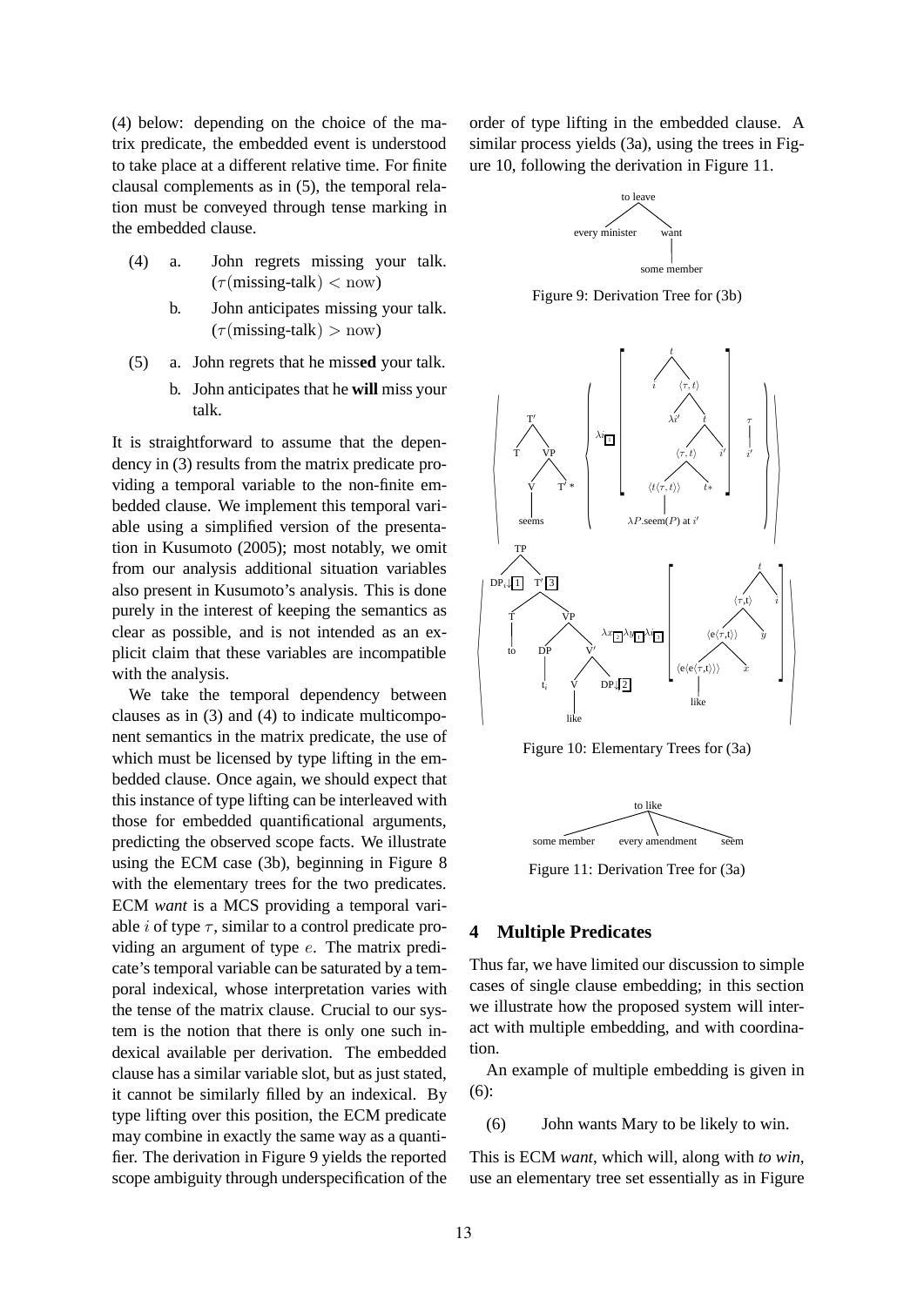(4) below: depending on the choice of the matrix predicate, the embedded event is understood to take place at a different relative time. For finite clausal complements as in (5), the temporal relation must be conveyed through tense marking in the embedded clause.

(4) a. John regrets missing your talk. ($\tau$(missing-talk) $<$ now)

b. John anticipates missing your talk. ($\tau$(missing-talk) $>$ now)

(5) a. John regrets that he miss**ed** your talk.

b. John anticipates that he **will** miss your talk.

It is straightforward to assume that the dependency in (3) results from the matrix predicate providing a temporal variable to the non-finite embedded clause. We implement this temporal variable using a simplified version of the presentation in Kusumoto (2005); most notably, we omit from our analysis additional situation variables also present in Kusumoto's analysis. This is done purely in the interest of keeping the semantics as clear as possible, and is not intended as an explicit claim that these variables are incompatible with the analysis.

We take the temporal dependency between clauses as in (3) and (4) to indicate multicomponent semantics in the matrix predicate, the use of which must be licensed by type lifting in the embedded clause. Once again, we should expect that this instance of type lifting can be interleaved with those for embedded quantificational arguments, predicting the observed scope facts. We illustrate using the ECM case (3b), beginning in Figure 8 with the elementary trees for the two predicates. ECM *want* is a MCS providing a temporal variable $i$ of type $\tau$, similar to a control predicate providing an argument of type $e$. The matrix predicate's temporal variable can be saturated by a temporal indexical, whose interpretation varies with the tense of the matrix clause. Crucial to our system is the notion that there is only one such indexical available per derivation. The embedded clause has a similar variable slot, but as just stated, it cannot be similarly filled by an indexical. By type lifting over this position, the ECM predicate may combine in exactly the same way as a quantifier. The derivation in Figure 9 yields the reported scope ambiguity through underspecification of the order of type lifting in the embedded clause. A similar process yields (3a), using the trees in Figure 10, following the derivation in Figure 11.

Figure 9: Derivation Tree for (3b)

Figure 10: Elementary Trees for (3a)

Figure 11: Derivation Tree for (3a)

## 4 Multiple Predicates

Thus far, we have limited our discussion to simple cases of single clause embedding; in this section we illustrate how the proposed system will interact with multiple embedding, and with coordination.

An example of multiple embedding is given in (6):

(6) John wants Mary to be likely to win.

This is ECM *want*, which will, along with *to win*, use an elementary tree set essentially as in Figure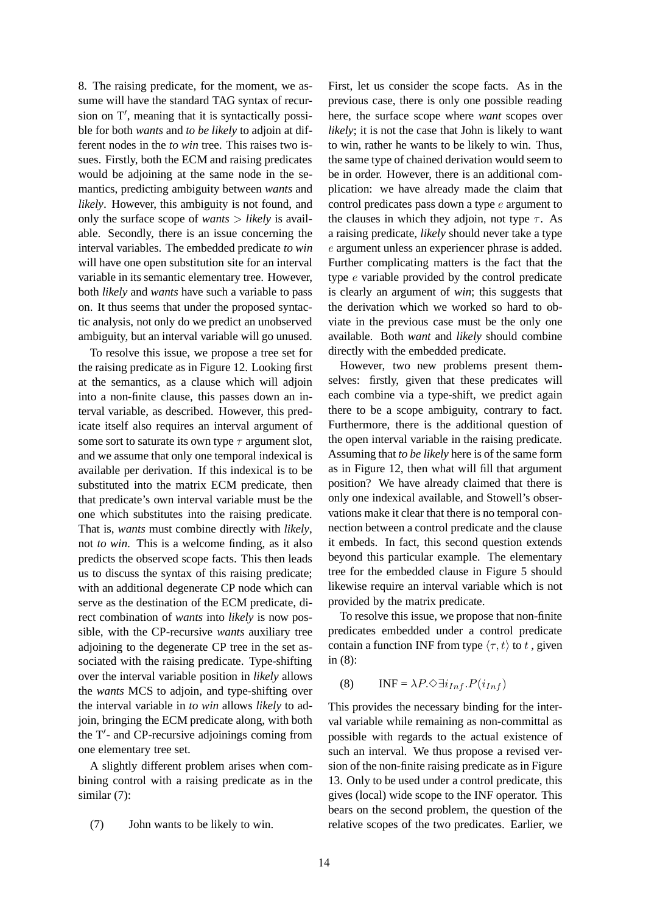8. The raising predicate, for the moment, we assume will have the standard TAG syntax of recursion on T′, meaning that it is syntactically possible for both *wants* and *to be likely* to adjoin at different nodes in the *to win* tree. This raises two issues. Firstly, both the ECM and raising predicates would be adjoining at the same node in the semantics, predicting ambiguity between *wants* and *likely*. However, this ambiguity is not found, and only the surface scope of *wants* > *likely* is available. Secondly, there is an issue concerning the interval variables. The embedded predicate *to win* will have one open substitution site for an interval variable in its semantic elementary tree. However, both *likely* and *wants* have such a variable to pass on. It thus seems that under the proposed syntactic analysis, not only do we predict an unobserved ambiguity, but an interval variable will go unused.

To resolve this issue, we propose a tree set for the raising predicate as in Figure 12. Looking first at the semantics, as a clause which will adjoin into a non-finite clause, this passes down an interval variable, as described. However, this predicate itself also requires an interval argument of some sort to saturate its own type $\tau$ argument slot, and we assume that only one temporal indexical is available per derivation. If this indexical is to be substituted into the matrix ECM predicate, then that predicate's own interval variable must be the one which substitutes into the raising predicate. That is, *wants* must combine directly with *likely*, not *to win*. This is a welcome finding, as it also predicts the observed scope facts. This then leads us to discuss the syntax of this raising predicate; with an additional degenerate CP node which can serve as the destination of the ECM predicate, direct combination of *wants* into *likely* is now possible, with the CP-recursive *wants* auxiliary tree adjoining to the degenerate CP tree in the set associated with the raising predicate. Type-shifting over the interval variable position in *likely* allows the *wants* MCS to adjoin, and type-shifting over the interval variable in *to win* allows *likely* to adjoin, bringing the ECM predicate along, with both the T′- and CP-recursive adjoinings coming from one elementary tree set.

A slightly different problem arises when combining control with a raising predicate as in the similar (7):

(7) John wants to be likely to win.

First, let us consider the scope facts. As in the previous case, there is only one possible reading here, the surface scope where *want* scopes over *likely*; it is not the case that John is likely to want to win, rather he wants to be likely to win. Thus, the same type of chained derivation would seem to be in order. However, there is an additional complication: we have already made the claim that control predicates pass down a type $e$ argument to the clauses in which they adjoin, not type $\tau$. As a raising predicate, *likely* should never take a type $e$ argument unless an experiencer phrase is added. Further complicating matters is the fact that the type $e$ variable provided by the control predicate is clearly an argument of *win*; this suggests that the derivation which we worked so hard to obviate in the previous case must be the only one available. Both *want* and *likely* should combine directly with the embedded predicate.

However, two new problems present themselves: firstly, given that these predicates will each combine via a type-shift, we predict again there to be a scope ambiguity, contrary to fact. Furthermore, there is the additional question of the open interval variable in the raising predicate. Assuming that *to be likely* here is of the same form as in Figure 12, then what will fill that argument position? We have already claimed that there is only one indexical available, and Stowell's observations make it clear that there is no temporal connection between a control predicate and the clause it embeds. In fact, this second question extends beyond this particular example. The elementary tree for the embedded clause in Figure 5 should likewise require an interval variable which is not provided by the matrix predicate.

To resolve this issue, we propose that non-finite predicates embedded under a control predicate contain a function INF from type $\langle\tau, t\rangle$ to $t$, given in (8):

(8) $\text{INF} = \lambda P.\Diamond\exists i_{Inf}.P(i_{Inf})$

This provides the necessary binding for the interval variable while remaining as non-committal as possible with regards to the actual existence of such an interval. We thus propose a revised version of the non-finite raising predicate as in Figure 13. Only to be used under a control predicate, this gives (local) wide scope to the INF operator. This bears on the second problem, the question of the relative scopes of the two predicates. Earlier, we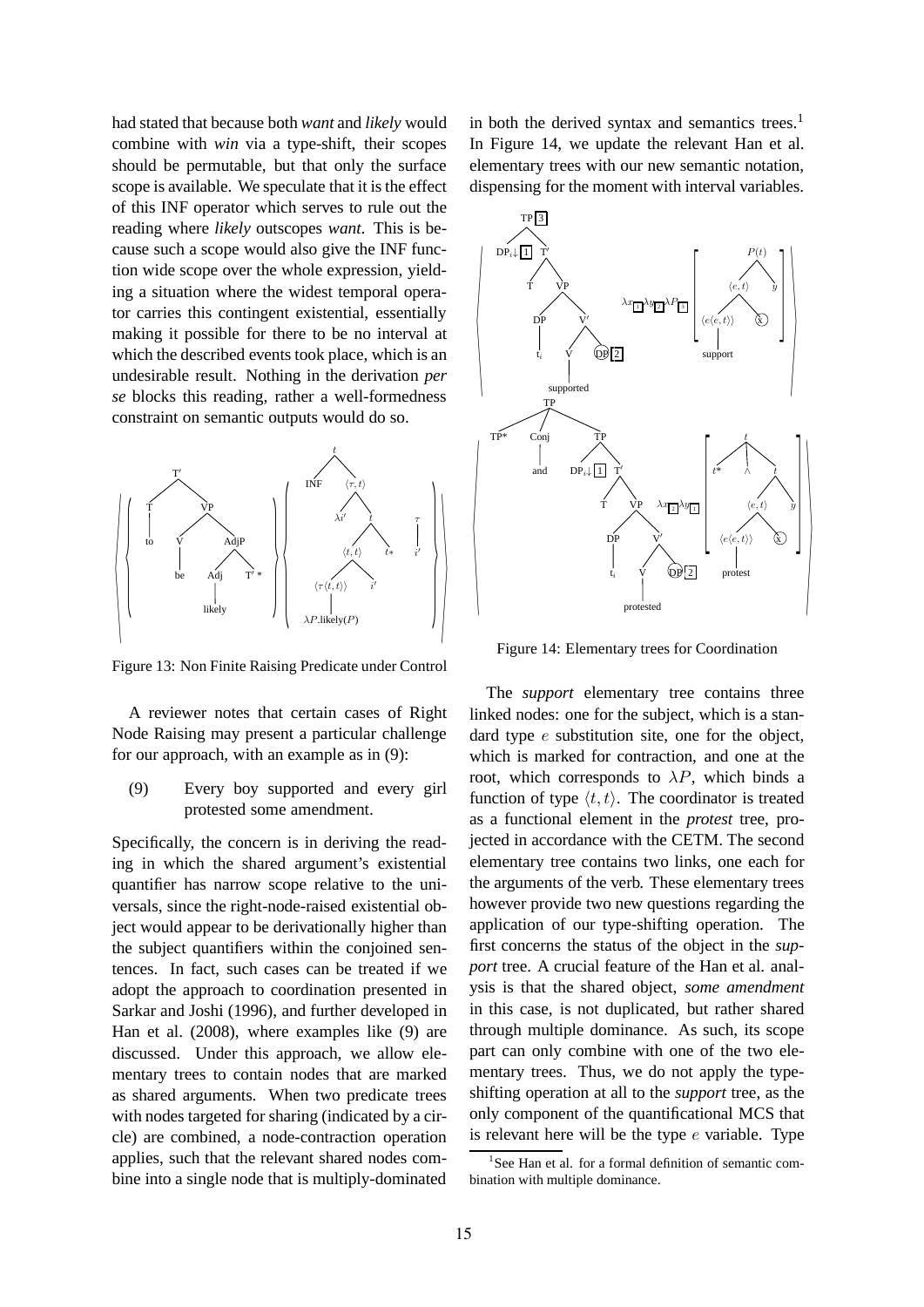had stated that because both *want* and *likely* would combine with *win* via a type-shift, their scopes should be permutable, but that only the surface scope is available. We speculate that it is the effect of this INF operator which serves to rule out the reading where *likely* outscopes *want*. This is because such a scope would also give the INF function wide scope over the whole expression, yielding a situation where the widest temporal operator carries this contingent existential, essentially making it possible for there to be no interval at which the described events took place, which is an undesirable result. Nothing in the derivation *per se* blocks this reading, rather a well-formedness constraint on semantic outputs would do so.

Figure 13: Non Finite Raising Predicate under Control

A reviewer notes that certain cases of Right Node Raising may present a particular challenge for our approach, with an example as in (9):

(9) Every boy supported and every girl protested some amendment.

Specifically, the concern is in deriving the reading in which the shared argument's existential quantifier has narrow scope relative to the universals, since the right-node-raised existential object would appear to be derivationally higher than the subject quantifiers within the conjoined sentences. In fact, such cases can be treated if we adopt the approach to coordination presented in Sarkar and Joshi (1996), and further developed in Han et al. (2008), where examples like (9) are discussed. Under this approach, we allow elementary trees to contain nodes that are marked as shared arguments. When two predicate trees with nodes targeted for sharing (indicated by a circle) are combined, a node-contraction operation applies, such that the relevant shared nodes combine into a single node that is multiply-dominated in both the derived syntax and semantics trees.[1] In Figure 14, we update the relevant Han et al. elementary trees with our new semantic notation, dispensing for the moment with interval variables.

Figure 14: Elementary trees for Coordination

The *support* elementary tree contains three linked nodes: one for the subject, which is a standard type $e$ substitution site, one for the object, which is marked for contraction, and one at the root, which corresponds to $\lambda P$, which binds a function of type $\langle t,t \rangle$. The coordinator is treated as a functional element in the *protest* tree, projected in accordance with the CETM. The second elementary tree contains two links, one each for the arguments of the verb. These elementary trees however provide two new questions regarding the application of our type-shifting operation. The first concerns the status of the object in the *support* tree. A crucial feature of the Han et al. analysis is that the shared object, *some amendment* in this case, is not duplicated, but rather shared through multiple dominance. As such, its scope part can only combine with one of the two elementary trees. Thus, we do not apply the type-shifting operation at all to the *support* tree, as the only component of the quantificational MCS that is relevant here will be the type $e$ variable. Type

[1] See Han et al. for a formal definition of semantic combination with multiple dominance.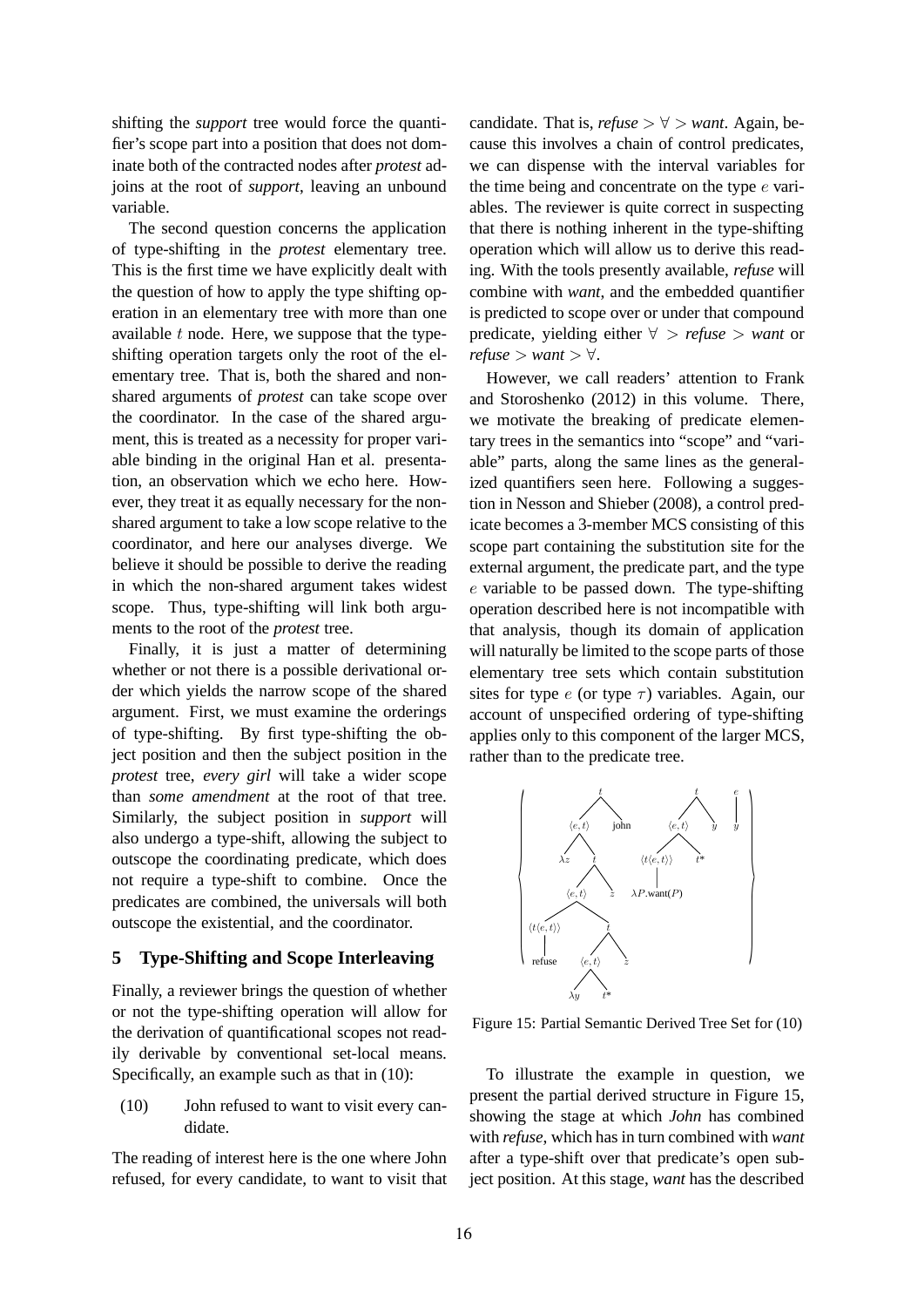shifting the *support* tree would force the quantifier's scope part into a position that does not dominate both of the contracted nodes after *protest* adjoins at the root of *support*, leaving an unbound variable.

The second question concerns the application of type-shifting in the *protest* elementary tree. This is the first time we have explicitly dealt with the question of how to apply the type shifting operation in an elementary tree with more than one available $t$ node. Here, we suppose that the type-shifting operation targets only the root of the elementary tree. That is, both the shared and non-shared arguments of *protest* can take scope over the coordinator. In the case of the shared argument, this is treated as a necessity for proper variable binding in the original Han et al. presentation, an observation which we echo here. However, they treat it as equally necessary for the non-shared argument to take a low scope relative to the coordinator, and here our analyses diverge. We believe it should be possible to derive the reading in which the non-shared argument takes widest scope. Thus, type-shifting will link both arguments to the root of the *protest* tree.

Finally, it is just a matter of determining whether or not there is a possible derivational order which yields the narrow scope of the shared argument. First, we must examine the orderings of type-shifting. By first type-shifting the object position and then the subject position in the *protest* tree, *every girl* will take a wider scope than *some amendment* at the root of that tree. Similarly, the subject position in *support* will also undergo a type-shift, allowing the subject to outscope the coordinating predicate, which does not require a type-shift to combine. Once the predicates are combined, the universals will both outscope the existential, and the coordinator.

## 5 Type-Shifting and Scope Interleaving

Finally, a reviewer brings the question of whether or not the type-shifting operation will allow for the derivation of quantificational scopes not readily derivable by conventional set-local means. Specifically, an example such as that in (10):

(10) John refused to want to visit every candidate.

The reading of interest here is the one where John refused, for every candidate, to want to visit that candidate. That is, *refuse* $> \forall >$ *want*. Again, because this involves a chain of control predicates, we can dispense with the interval variables for the time being and concentrate on the type $e$ variables. The reviewer is quite correct in suspecting that there is nothing inherent in the type-shifting operation which will allow us to derive this reading. With the tools presently available, *refuse* will combine with *want*, and the embedded quantifier is predicted to scope over or under that compound predicate, yielding either $\forall >$ *refuse* $>$ *want* or *refuse* $>$ *want* $> \forall$.

However, we call readers' attention to Frank and Storoshenko (2012) in this volume. There, we motivate the breaking of predicate elementary trees in the semantics into "scope" and "variable" parts, along the same lines as the generalized quantifiers seen here. Following a suggestion in Nesson and Shieber (2008), a control predicate becomes a 3-member MCS consisting of this scope part containing the substitution site for the external argument, the predicate part, and the type $e$ variable to be passed down. The type-shifting operation described here is not incompatible with that analysis, though its domain of application will naturally be limited to the scope parts of those elementary tree sets which contain substitution sites for type $e$ (or type $\tau$) variables. Again, our account of unspecified ordering of type-shifting applies only to this component of the larger MCS, rather than to the predicate tree.

Figure 15: Partial Semantic Derived Tree Set for (10)

To illustrate the example in question, we present the partial derived structure in Figure 15, showing the stage at which *John* has combined with *refuse*, which has in turn combined with *want* after a type-shift over that predicate's open subject position. At this stage, *want* has the described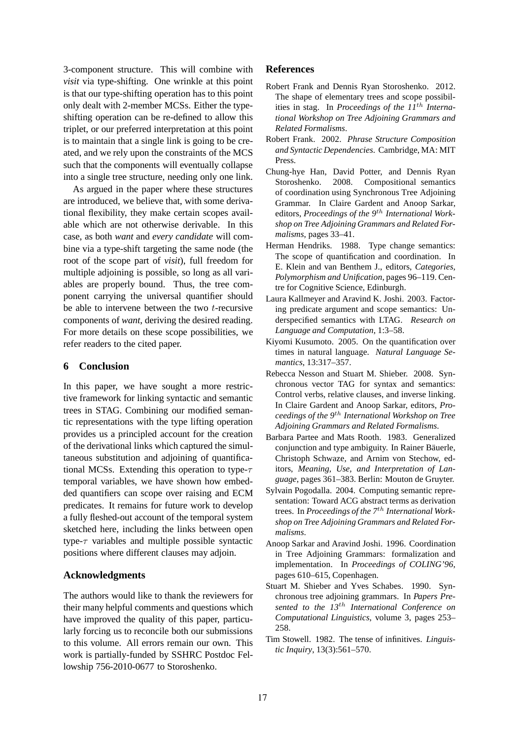3-component structure. This will combine with *visit* via type-shifting. One wrinkle at this point is that our type-shifting operation has to this point only dealt with 2-member MCSs. Either the type-shifting operation can be re-defined to allow this triplet, or our preferred interpretation at this point is to maintain that a single link is going to be created, and we rely upon the constraints of the MCS such that the components will eventually collapse into a single tree structure, needing only one link.

As argued in the paper where these structures are introduced, we believe that, with some derivational flexibility, they make certain scopes available which are not otherwise derivable. In this case, as both *want* and *every candidate* will combine via a type-shift targeting the same node (the root of the scope part of *visit*), full freedom for multiple adjoining is possible, so long as all variables are properly bound. Thus, the tree component carrying the universal quantifier should be able to intervene between the two $t$-recursive components of *want*, deriving the desired reading. For more details on these scope possibilities, we refer readers to the cited paper.

## 6 Conclusion

In this paper, we have sought a more restrictive framework for linking syntactic and semantic trees in STAG. Combining our modified semantic representations with the type lifting operation provides us a principled account for the creation of the derivational links which captured the simultaneous substitution and adjoining of quantificational MCSs. Extending this operation to type-$\tau$ temporal variables, we have shown how embedded quantifiers can scope over raising and ECM predicates. It remains for future work to develop a fully fleshed-out account of the temporal system sketched here, including the links between open type-$\tau$ variables and multiple possible syntactic positions where different clauses may adjoin.

## Acknowledgments

The authors would like to thank the reviewers for their many helpful comments and questions which have improved the quality of this paper, particularly forcing us to reconcile both our submissions to this volume. All errors remain our own. This work is partially-funded by SSHRC Postdoc Fellowship 756-2010-0677 to Storoshenko.

## References

Robert Frank and Dennis Ryan Storoshenko. 2012. The shape of elementary trees and scope possibilities in stag. In *Proceedings of the 11$^{th}$ International Workshop on Tree Adjoining Grammars and Related Formalisms*.

Robert Frank. 2002. *Phrase Structure Composition and Syntactic Dependencies*. Cambridge, MA: MIT Press.

Chung-hye Han, David Potter, and Dennis Ryan Storoshenko. 2008. Compositional semantics of coordination using Synchronous Tree Adjoining Grammar. In Claire Gardent and Anoop Sarkar, editors, *Proceedings of the 9$^{th}$ International Workshop on Tree Adjoining Grammars and Related Formalisms*, pages 33–41.

Herman Hendriks. 1988. Type change semantics: The scope of quantification and coordination. In E. Klein and van Benthem J., editors, *Categories, Polymorphism and Unification*, pages 96–119. Centre for Cognitive Science, Edinburgh.

Laura Kallmeyer and Aravind K. Joshi. 2003. Factoring predicate argument and scope semantics: Underspecified semantics with LTAG. *Research on Language and Computation*, 1:3–58.

Kiyomi Kusumoto. 2005. On the quantification over times in natural language. *Natural Language Semantics*, 13:317–357.

Rebecca Nesson and Stuart M. Shieber. 2008. Synchronous vector TAG for syntax and semantics: Control verbs, relative clauses, and inverse linking. In Claire Gardent and Anoop Sarkar, editors, *Proceedings of the 9$^{th}$ International Workshop on Tree Adjoining Grammars and Related Formalisms*.

Barbara Partee and Mats Rooth. 1983. Generalized conjunction and type ambiguity. In Rainer Bäuerle, Christoph Schwaze, and Arnim von Stechow, editors, *Meaning, Use, and Interpretation of Language*, pages 361–383. Berlin: Mouton de Gruyter.

Sylvain Pogodalla. 2004. Computing semantic representation: Toward ACG abstract terms as derivation trees. In *Proceedings of the 7$^{th}$ International Workshop on Tree Adjoining Grammars and Related Formalisms*.

Anoop Sarkar and Aravind Joshi. 1996. Coordination in Tree Adjoining Grammars: formalization and implementation. In *Proceedings of COLING'96*, pages 610–615, Copenhagen.

Stuart M. Shieber and Yves Schabes. 1990. Synchronous tree adjoining grammars. In *Papers Presented to the 13$^{th}$ International Conference on Computational Linguistics*, volume 3, pages 253–258.

Tim Stowell. 1982. The tense of infinitives. *Linguistic Inquiry*, 13(3):561–570.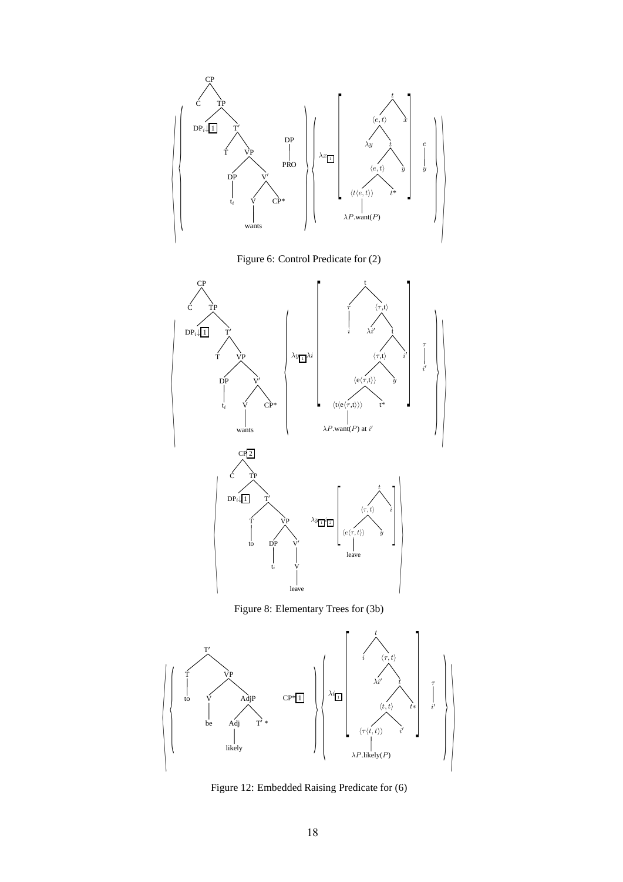Figure 6: Control Predicate for (2)

Figure 8: Elementary Trees for (3b)

Figure 12: Embedded Raising Predicate for (6)